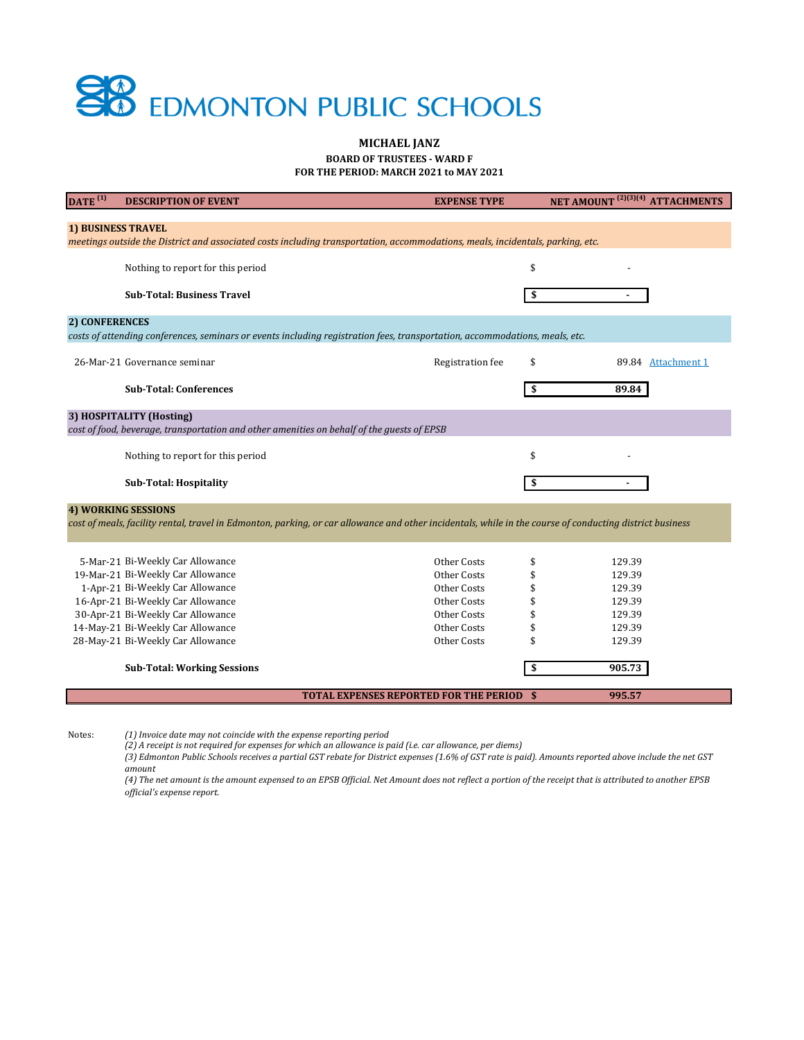# EDMONTON PUBLIC SCHOOLS

**MICHAEL JANZ**

**BOARD OF TRUSTEES - WARD F**

**FOR THE PERIOD: MARCH 2021 to MAY 2021**

| DATE [1] | DESCRIPTION OF EVENT | EXPENSE TYPE | NET AMOUNT [2][3][4] | ATTACHMENTS |
|---|---|---|---|---|
| **1) BUSINESS TRAVEL** *meetings outside the District and associated costs including transportation, accommodations, meals, incidentals, parking, etc.* | | | | |
| | Nothing to report for this period | | $ - | |
| | **Sub-Total: Business Travel** | | **$ -** | |
| **2) CONFERENCES** *costs of attending conferences, seminars or events including registration fees, transportation, accommodations, meals, etc.* | | | | |
| 26-Mar-21 | Governance seminar | Registration fee | $ 89.84 | Attachment 1 |
| | **Sub-Total: Conferences** | | **$ 89.84** | |
| **3) HOSPITALITY (Hosting)** *cost of food, beverage, transportation and other amenities on behalf of the guests of EPSB* | | | | |
| | Nothing to report for this period | | $ - | |
| | **Sub-Total: Hospitality** | | **$ -** | |
| **4) WORKING SESSIONS** *cost of meals, facility rental, travel in Edmonton, parking, or car allowance and other incidentals, while in the course of conducting district business* | | | | |
| 5-Mar-21 | Bi-Weekly Car Allowance | Other Costs | $ 129.39 | |
| 19-Mar-21 | Bi-Weekly Car Allowance | Other Costs | $ 129.39 | |
| 1-Apr-21 | Bi-Weekly Car Allowance | Other Costs | $ 129.39 | |
| 16-Apr-21 | Bi-Weekly Car Allowance | Other Costs | $ 129.39 | |
| 30-Apr-21 | Bi-Weekly Car Allowance | Other Costs | $ 129.39 | |
| 14-May-21 | Bi-Weekly Car Allowance | Other Costs | $ 129.39 | |
| 28-May-21 | Bi-Weekly Car Allowance | Other Costs | $ 129.39 | |
| | **Sub-Total: Working Sessions** | | **$ 905.73** | |
| | **TOTAL EXPENSES REPORTED FOR THE PERIOD** | | **$ 995.57** | |

Notes:

*(1) Invoice date may not coincide with the expense reporting period*

*(2) A receipt is not required for expenses for which an allowance is paid (i.e. car allowance, per diems)*

*(3) Edmonton Public Schools receives a partial GST rebate for District expenses (1.6% of GST rate is paid). Amounts reported above include the net GST amount*

*(4) The net amount is the amount expensed to an EPSB Official. Net Amount does not reflect a portion of the receipt that is attributed to another EPSB official's expense report.*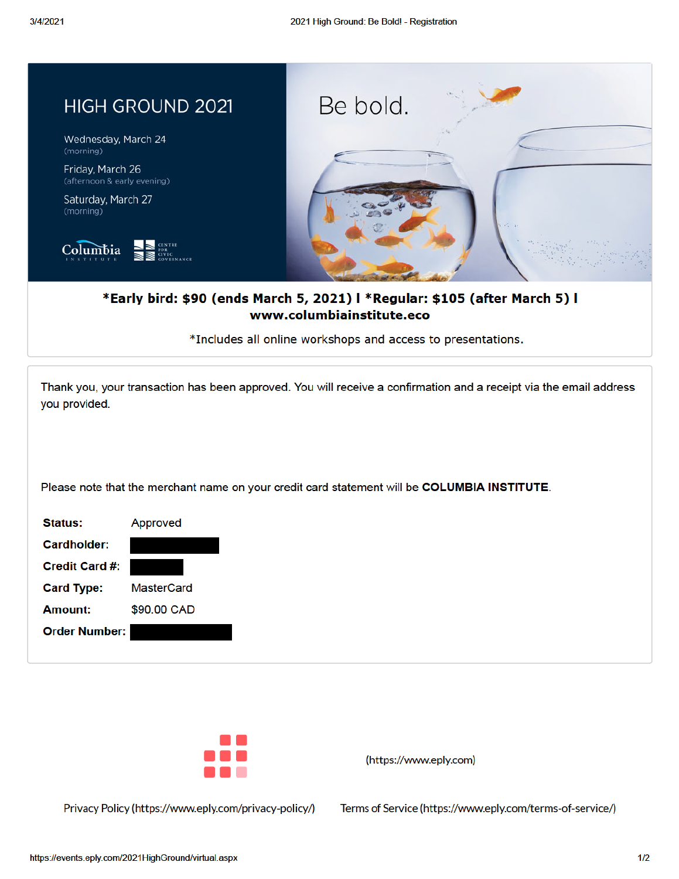# HIGH GROUND 2021

Wednesday, March 24
(morning)

Friday, March 26
(afternoon & early evening)

Saturday, March 27
(morning)

Columbia INSTITUTE

CENTRE FOR CIVIC GOVERNANCE

Be bold.

**\*Early bird: $90 (ends March 5, 2021) l \*Regular: $105 (after March 5) l www.columbiainstitute.eco**

\*Includes all online workshops and access to presentations.

Thank you, your transaction has been approved. You will receive a confirmation and a receipt via the email address you provided.

Please note that the merchant name on your credit card statement will be **COLUMBIA INSTITUTE**.

| | |
|---|---|
| **Status:** | Approved |
| **Cardholder:** | ████ |
| **Credit Card #:** | ████ |
| **Card Type:** | MasterCard |
| **Amount:** | $90.00 CAD |
| **Order Number:** | ████ |

(https://www.eply.com)

Privacy Policy (https://www.eply.com/privacy-policy/) Terms of Service (https://www.eply.com/terms-of-service/)